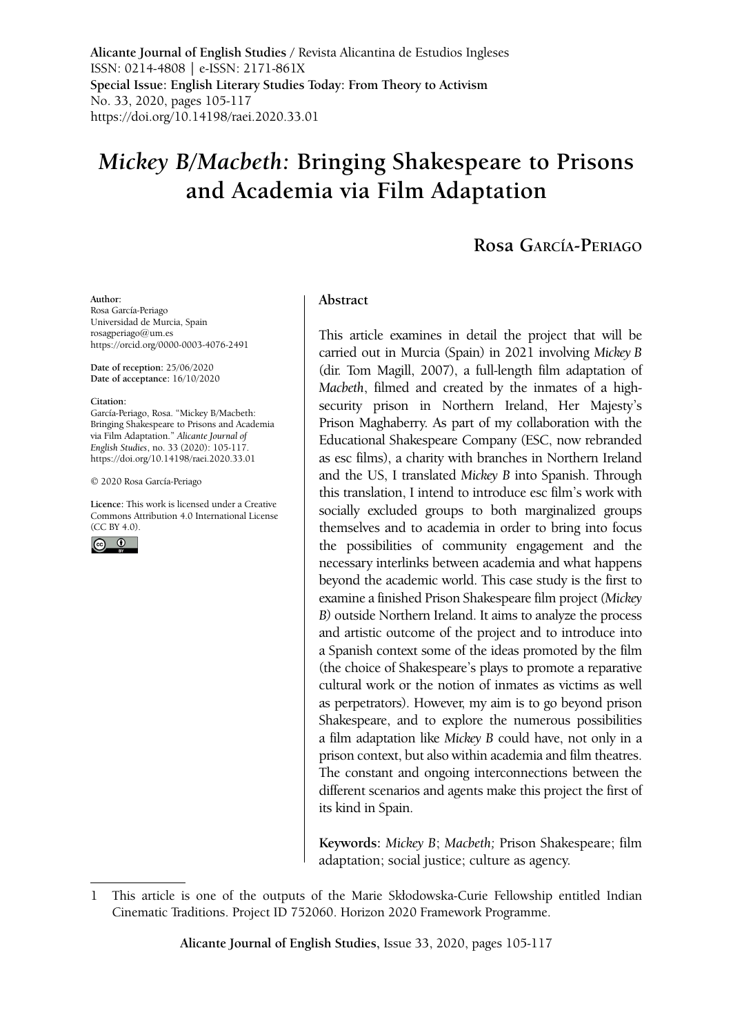**Alicante Journal of English Studies** / Revista Alicantina de Estudios Ingleses
ISSN: 0214-4808 | e-ISSN: 2171-861X
**Special Issue: English Literary Studies Today: From Theory to Activism**
No. 33, 2020, pages 105-117
https://doi.org/10.14198/raei.2020.33.01

# *Mickey B/Macbeth*: Bringing Shakespeare to Prisons and Academia via Film Adaptation

## Rosa García-Periago

**Author**:
Rosa García-Periago
Universidad de Murcia, Spain
rosagperiago@um.es
https://orcid.org/0000-0003-4076-2491

**Date of reception**: 25/06/2020
**Date of acceptance**: 16/10/2020

**Citation**:
García-Periago, Rosa. "Mickey B/Macbeth: Bringing Shakespeare to Prisons and Academia via Film Adaptation." *Alicante Journal of English Studies*, no. 33 (2020): 105-117. https://doi.org/10.14198/raei.2020.33.01

© 2020 Rosa García-Periago

**Licence**: This work is licensed under a Creative Commons Attribution 4.0 International License (CC BY 4.0).

### Abstract

This article examines in detail the project that will be carried out in Murcia (Spain) in 2021 involving *Mickey B* (dir. Tom Magill, 2007), a full-length film adaptation of *Macbeth*, filmed and created by the inmates of a high-security prison in Northern Ireland, Her Majesty's Prison Maghaberry. As part of my collaboration with the Educational Shakespeare Company (ESC, now rebranded as esc films), a charity with branches in Northern Ireland and the US, I translated *Mickey B* into Spanish. Through this translation, I intend to introduce esc film's work with socially excluded groups to both marginalized groups themselves and to academia in order to bring into focus the possibilities of community engagement and the necessary interlinks between academia and what happens beyond the academic world. This case study is the first to examine a finished Prison Shakespeare film project *(Mickey B)* outside Northern Ireland. It aims to analyze the process and artistic outcome of the project and to introduce into a Spanish context some of the ideas promoted by the film (the choice of Shakespeare's plays to promote a reparative cultural work or the notion of inmates as victims as well as perpetrators). However, my aim is to go beyond prison Shakespeare, and to explore the numerous possibilities a film adaptation like *Mickey B* could have, not only in a prison context, but also within academia and film theatres. The constant and ongoing interconnections between the different scenarios and agents make this project the first of its kind in Spain.

**Keywords**: *Mickey B*; *Macbeth;* Prison Shakespeare; film adaptation; social justice; culture as agency.

1 This article is one of the outputs of the Marie Skłodowska-Curie Fellowship entitled Indian Cinematic Traditions. Project ID 752060. Horizon 2020 Framework Programme.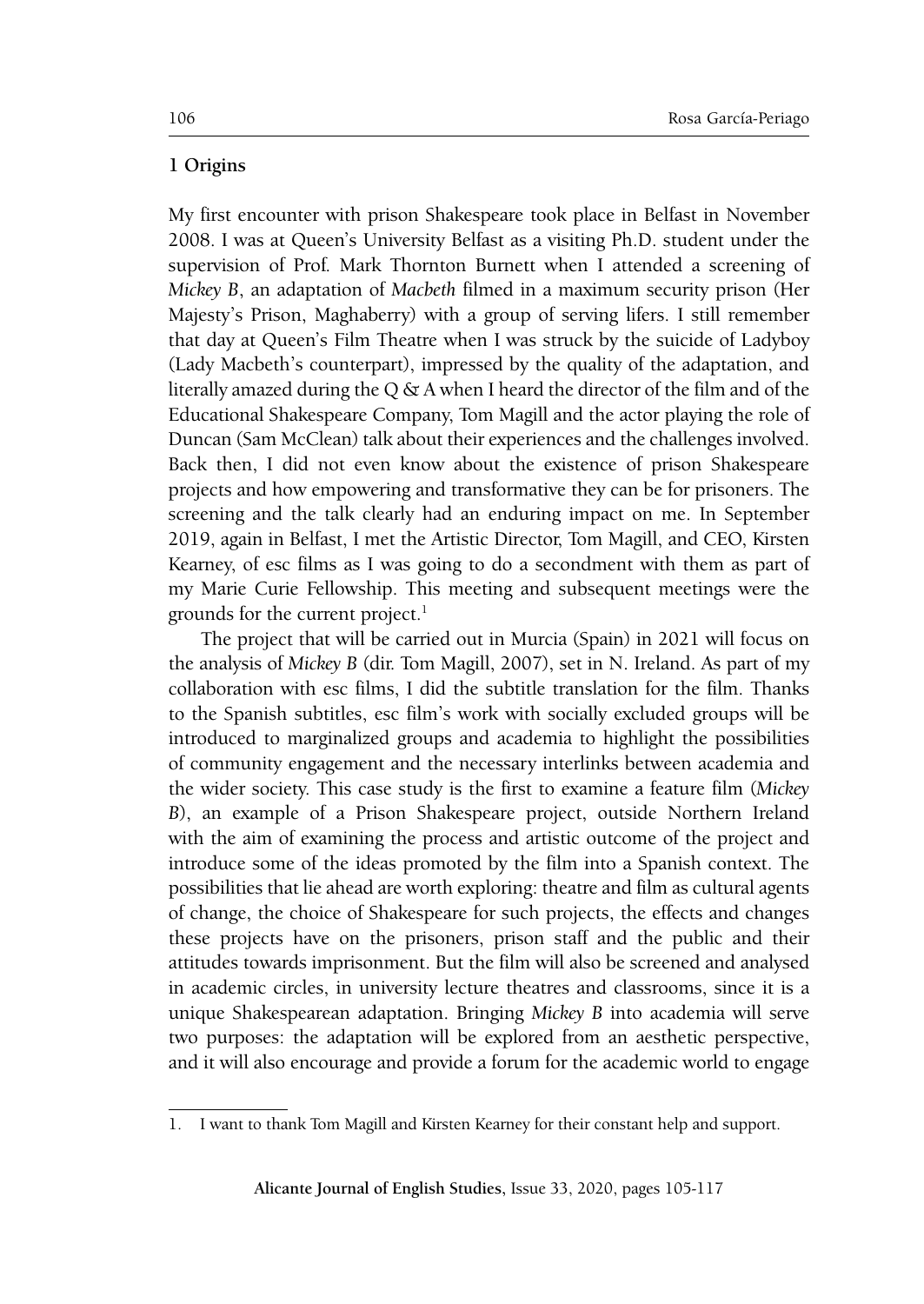## 1 Origins

My first encounter with prison Shakespeare took place in Belfast in November 2008. I was at Queen's University Belfast as a visiting Ph.D. student under the supervision of Prof. Mark Thornton Burnett when I attended a screening of *Mickey B*, an adaptation of *Macbeth* filmed in a maximum security prison (Her Majesty's Prison, Maghaberry) with a group of serving lifers. I still remember that day at Queen's Film Theatre when I was struck by the suicide of Ladyboy (Lady Macbeth's counterpart), impressed by the quality of the adaptation, and literally amazed during the Q & A when I heard the director of the film and of the Educational Shakespeare Company, Tom Magill and the actor playing the role of Duncan (Sam McClean) talk about their experiences and the challenges involved. Back then, I did not even know about the existence of prison Shakespeare projects and how empowering and transformative they can be for prisoners. The screening and the talk clearly had an enduring impact on me. In September 2019, again in Belfast, I met the Artistic Director, Tom Magill, and CEO, Kirsten Kearney, of esc films as I was going to do a secondment with them as part of my Marie Curie Fellowship. This meeting and subsequent meetings were the grounds for the current project.[1]

The project that will be carried out in Murcia (Spain) in 2021 will focus on the analysis of *Mickey B* (dir. Tom Magill, 2007), set in N. Ireland. As part of my collaboration with esc films, I did the subtitle translation for the film. Thanks to the Spanish subtitles, esc film's work with socially excluded groups will be introduced to marginalized groups and academia to highlight the possibilities of community engagement and the necessary interlinks between academia and the wider society. This case study is the first to examine a feature film (*Mickey B*), an example of a Prison Shakespeare project, outside Northern Ireland with the aim of examining the process and artistic outcome of the project and introduce some of the ideas promoted by the film into a Spanish context. The possibilities that lie ahead are worth exploring: theatre and film as cultural agents of change, the choice of Shakespeare for such projects, the effects and changes these projects have on the prisoners, prison staff and the public and their attitudes towards imprisonment. But the film will also be screened and analysed in academic circles, in university lecture theatres and classrooms, since it is a unique Shakespearean adaptation. Bringing *Mickey B* into academia will serve two purposes: the adaptation will be explored from an aesthetic perspective, and it will also encourage and provide a forum for the academic world to engage

---

1. I want to thank Tom Magill and Kirsten Kearney for their constant help and support.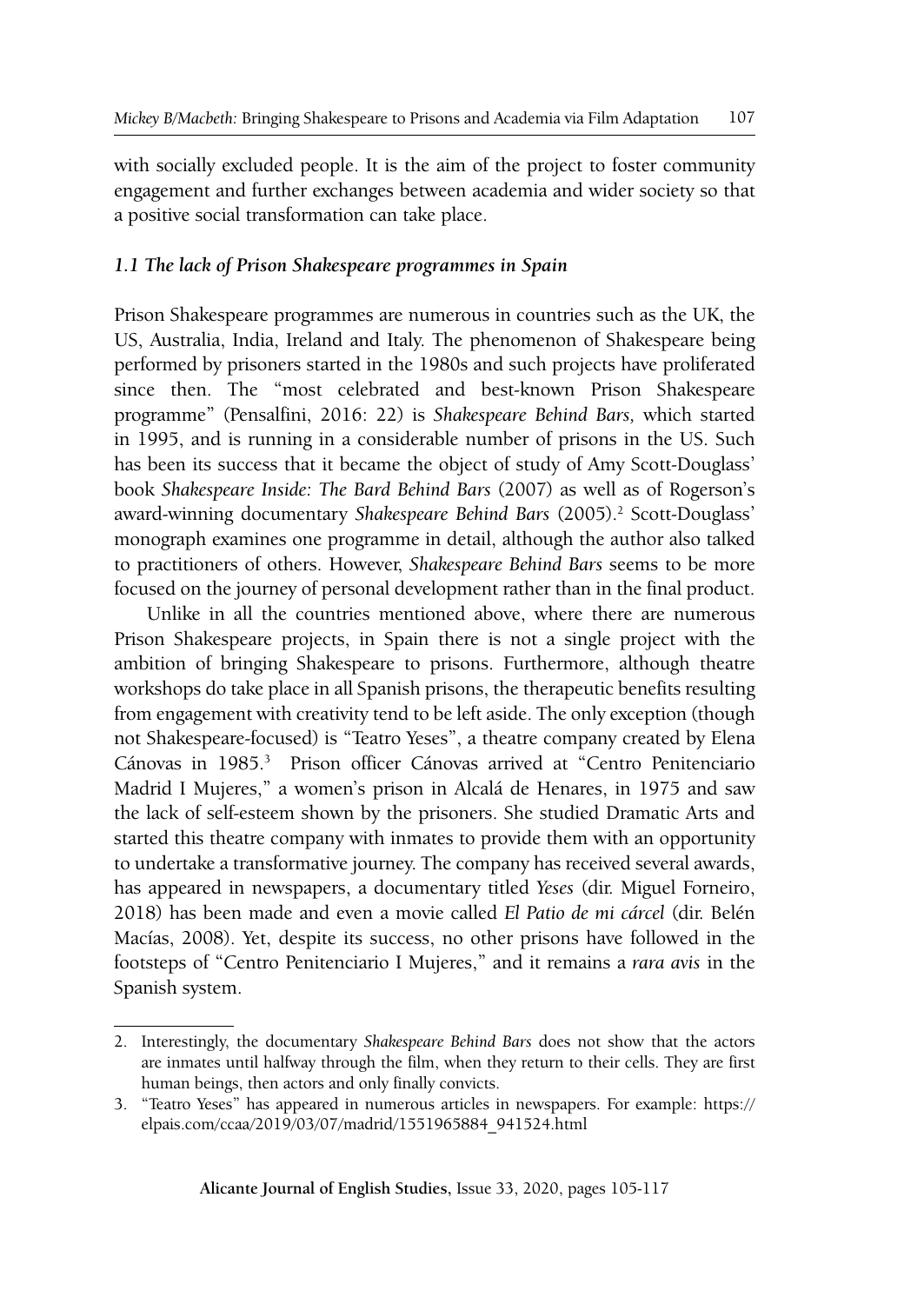with socially excluded people. It is the aim of the project to foster community engagement and further exchanges between academia and wider society so that a positive social transformation can take place.

### *1.1 The lack of Prison Shakespeare programmes in Spain*

Prison Shakespeare programmes are numerous in countries such as the UK, the US, Australia, India, Ireland and Italy. The phenomenon of Shakespeare being performed by prisoners started in the 1980s and such projects have proliferated since then. The "most celebrated and best-known Prison Shakespeare programme" (Pensalfini, 2016: 22) is *Shakespeare Behind Bars,* which started in 1995, and is running in a considerable number of prisons in the US. Such has been its success that it became the object of study of Amy Scott-Douglass' book *Shakespeare Inside: The Bard Behind Bars* (2007) as well as of Rogerson's award-winning documentary *Shakespeare Behind Bars* (2005).[2] Scott-Douglass' monograph examines one programme in detail, although the author also talked to practitioners of others. However, *Shakespeare Behind Bars* seems to be more focused on the journey of personal development rather than in the final product.

Unlike in all the countries mentioned above, where there are numerous Prison Shakespeare projects, in Spain there is not a single project with the ambition of bringing Shakespeare to prisons. Furthermore, although theatre workshops do take place in all Spanish prisons, the therapeutic benefits resulting from engagement with creativity tend to be left aside. The only exception (though not Shakespeare-focused) is "Teatro Yeses", a theatre company created by Elena Cánovas in 1985.[3] Prison officer Cánovas arrived at "Centro Penitenciario Madrid I Mujeres," a women's prison in Alcalá de Henares, in 1975 and saw the lack of self-esteem shown by the prisoners. She studied Dramatic Arts and started this theatre company with inmates to provide them with an opportunity to undertake a transformative journey. The company has received several awards, has appeared in newspapers, a documentary titled *Yeses* (dir. Miguel Forneiro, 2018) has been made and even a movie called *El Patio de mi cárcel* (dir. Belén Macías, 2008). Yet, despite its success, no other prisons have followed in the footsteps of "Centro Penitenciario I Mujeres," and it remains a *rara avis* in the Spanish system.

2. Interestingly, the documentary *Shakespeare Behind Bars* does not show that the actors are inmates until halfway through the film, when they return to their cells. They are first human beings, then actors and only finally convicts.
3. "Teatro Yeses" has appeared in numerous articles in newspapers. For example: https://elpais.com/ccaa/2019/03/07/madrid/1551965884_941524.html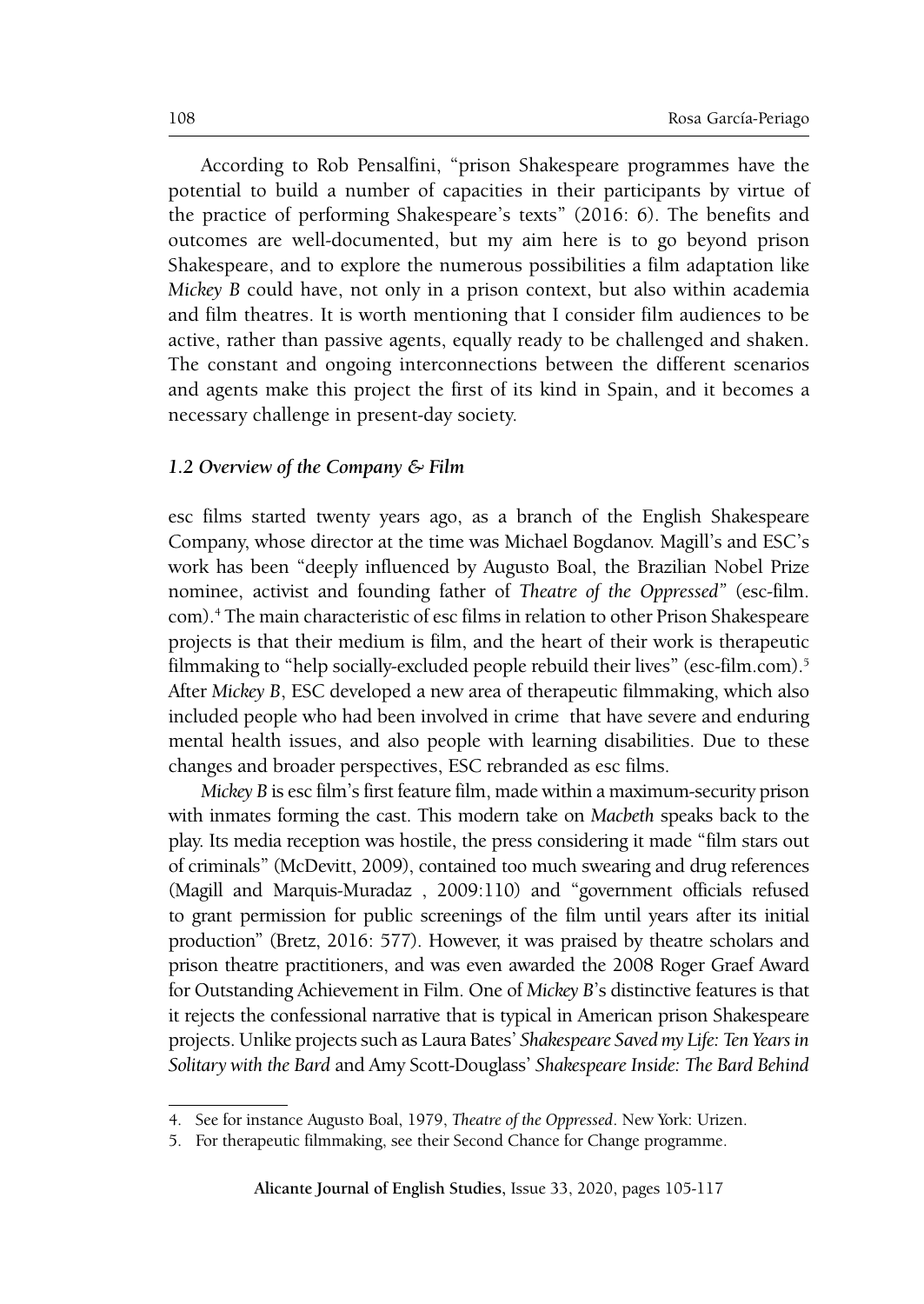According to Rob Pensalfini, "prison Shakespeare programmes have the potential to build a number of capacities in their participants by virtue of the practice of performing Shakespeare's texts" (2016: 6). The benefits and outcomes are well-documented, but my aim here is to go beyond prison Shakespeare, and to explore the numerous possibilities a film adaptation like *Mickey B* could have, not only in a prison context, but also within academia and film theatres. It is worth mentioning that I consider film audiences to be active, rather than passive agents, equally ready to be challenged and shaken. The constant and ongoing interconnections between the different scenarios and agents make this project the first of its kind in Spain, and it becomes a necessary challenge in present-day society.

### *1.2 Overview of the Company & Film*

esc films started twenty years ago, as a branch of the English Shakespeare Company, whose director at the time was Michael Bogdanov. Magill's and ESC's work has been "deeply influenced by Augusto Boal, the Brazilian Nobel Prize nominee, activist and founding father of *Theatre of the Oppressed*" (esc-film.com).[4] The main characteristic of esc films in relation to other Prison Shakespeare projects is that their medium is film, and the heart of their work is therapeutic filmmaking to "help socially-excluded people rebuild their lives" (esc-film.com).[5] After *Mickey B*, ESC developed a new area of therapeutic filmmaking, which also included people who had been involved in crime that have severe and enduring mental health issues, and also people with learning disabilities. Due to these changes and broader perspectives, ESC rebranded as esc films.

*Mickey B* is esc film's first feature film, made within a maximum-security prison with inmates forming the cast. This modern take on *Macbeth* speaks back to the play. Its media reception was hostile, the press considering it made "film stars out of criminals" (McDevitt, 2009), contained too much swearing and drug references (Magill and Marquis-Muradaz , 2009:110) and "government officials refused to grant permission for public screenings of the film until years after its initial production" (Bretz, 2016: 577). However, it was praised by theatre scholars and prison theatre practitioners, and was even awarded the 2008 Roger Graef Award for Outstanding Achievement in Film. One of *Mickey B*'s distinctive features is that it rejects the confessional narrative that is typical in American prison Shakespeare projects. Unlike projects such as Laura Bates' *Shakespeare Saved my Life: Ten Years in Solitary with the Bard* and Amy Scott-Douglass' *Shakespeare Inside: The Bard Behind*

---

4. See for instance Augusto Boal, 1979, *Theatre of the Oppressed*. New York: Urizen.

5. For therapeutic filmmaking, see their Second Chance for Change programme.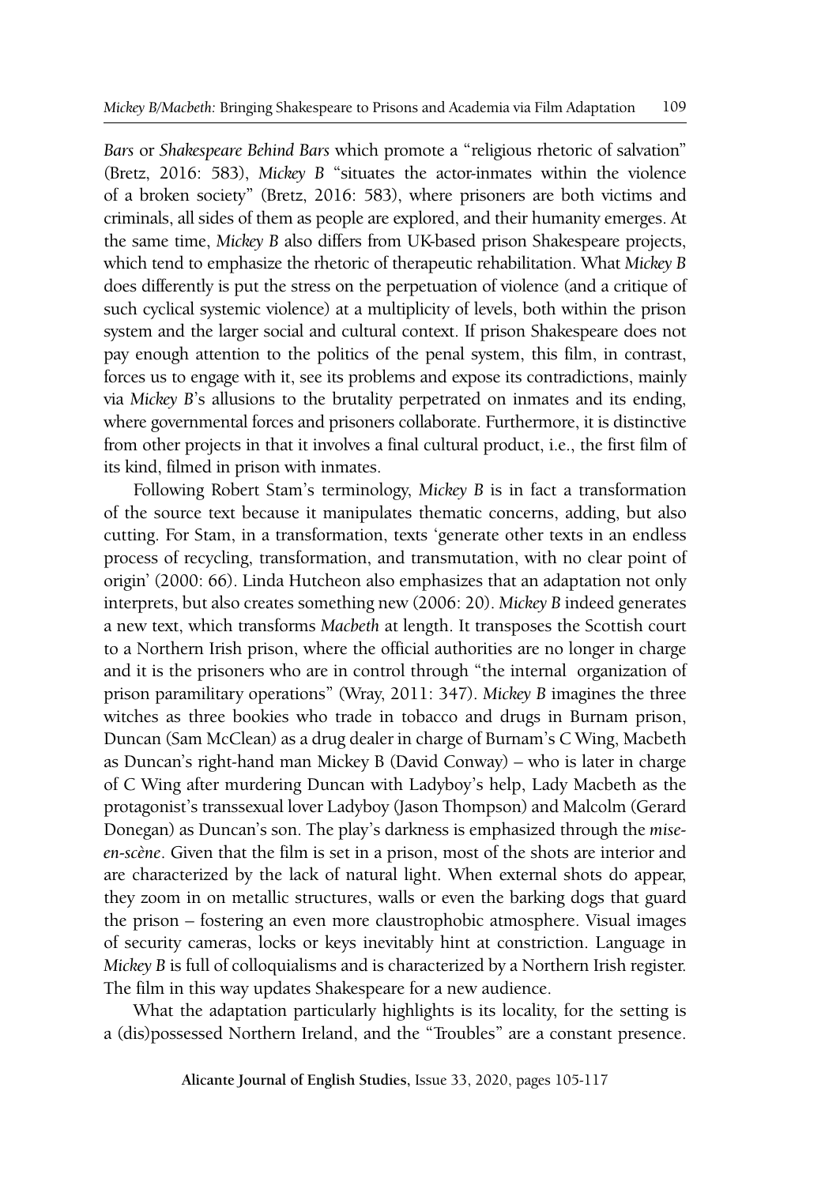*Bars* or *Shakespeare Behind Bars* which promote a "religious rhetoric of salvation" (Bretz, 2016: 583), *Mickey B* "situates the actor-inmates within the violence of a broken society" (Bretz, 2016: 583), where prisoners are both victims and criminals, all sides of them as people are explored, and their humanity emerges. At the same time, *Mickey B* also differs from UK-based prison Shakespeare projects, which tend to emphasize the rhetoric of therapeutic rehabilitation. What *Mickey B* does differently is put the stress on the perpetuation of violence (and a critique of such cyclical systemic violence) at a multiplicity of levels, both within the prison system and the larger social and cultural context. If prison Shakespeare does not pay enough attention to the politics of the penal system, this film, in contrast, forces us to engage with it, see its problems and expose its contradictions, mainly via *Mickey B*'s allusions to the brutality perpetrated on inmates and its ending, where governmental forces and prisoners collaborate. Furthermore, it is distinctive from other projects in that it involves a final cultural product, i.e., the first film of its kind, filmed in prison with inmates.

Following Robert Stam's terminology, *Mickey B* is in fact a transformation of the source text because it manipulates thematic concerns, adding, but also cutting. For Stam, in a transformation, texts 'generate other texts in an endless process of recycling, transformation, and transmutation, with no clear point of origin' (2000: 66). Linda Hutcheon also emphasizes that an adaptation not only interprets, but also creates something new (2006: 20). *Mickey B* indeed generates a new text, which transforms *Macbeth* at length. It transposes the Scottish court to a Northern Irish prison, where the official authorities are no longer in charge and it is the prisoners who are in control through "the internal organization of prison paramilitary operations" (Wray, 2011: 347). *Mickey B* imagines the three witches as three bookies who trade in tobacco and drugs in Burnam prison, Duncan (Sam McClean) as a drug dealer in charge of Burnam's C Wing, Macbeth as Duncan's right-hand man Mickey B (David Conway) – who is later in charge of C Wing after murdering Duncan with Ladyboy's help, Lady Macbeth as the protagonist's transsexual lover Ladyboy (Jason Thompson) and Malcolm (Gerard Donegan) as Duncan's son. The play's darkness is emphasized through the *mise-en-scène*. Given that the film is set in a prison, most of the shots are interior and are characterized by the lack of natural light. When external shots do appear, they zoom in on metallic structures, walls or even the barking dogs that guard the prison – fostering an even more claustrophobic atmosphere. Visual images of security cameras, locks or keys inevitably hint at constriction. Language in *Mickey B* is full of colloquialisms and is characterized by a Northern Irish register. The film in this way updates Shakespeare for a new audience.

What the adaptation particularly highlights is its locality, for the setting is a (dis)possessed Northern Ireland, and the "Troubles" are a constant presence.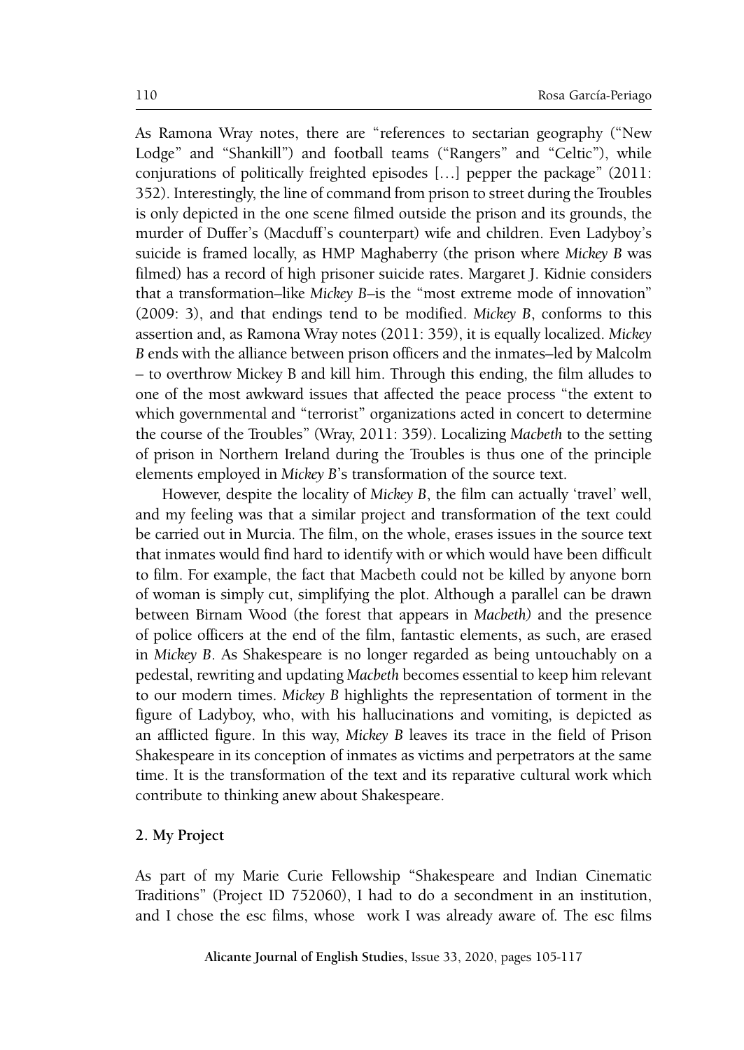As Ramona Wray notes, there are "references to sectarian geography ("New Lodge" and "Shankill") and football teams ("Rangers" and "Celtic"), while conjurations of politically freighted episodes [...] pepper the package" (2011: 352). Interestingly, the line of command from prison to street during the Troubles is only depicted in the one scene filmed outside the prison and its grounds, the murder of Duffer's (Macduff's counterpart) wife and children. Even Ladyboy's suicide is framed locally, as HMP Maghaberry (the prison where *Mickey B* was filmed) has a record of high prisoner suicide rates. Margaret J. Kidnie considers that a transformation–like *Mickey B*–is the "most extreme mode of innovation" (2009: 3), and that endings tend to be modified. *Mickey B*, conforms to this assertion and, as Ramona Wray notes (2011: 359), it is equally localized. *Mickey B* ends with the alliance between prison officers and the inmates–led by Malcolm – to overthrow Mickey B and kill him. Through this ending, the film alludes to one of the most awkward issues that affected the peace process "the extent to which governmental and "terrorist" organizations acted in concert to determine the course of the Troubles" (Wray, 2011: 359). Localizing *Macbeth* to the setting of prison in Northern Ireland during the Troubles is thus one of the principle elements employed in *Mickey B*'s transformation of the source text.

However, despite the locality of *Mickey B*, the film can actually 'travel' well, and my feeling was that a similar project and transformation of the text could be carried out in Murcia. The film, on the whole, erases issues in the source text that inmates would find hard to identify with or which would have been difficult to film. For example, the fact that Macbeth could not be killed by anyone born of woman is simply cut, simplifying the plot. Although a parallel can be drawn between Birnam Wood (the forest that appears in *Macbeth)* and the presence of police officers at the end of the film, fantastic elements, as such, are erased in *Mickey B*. As Shakespeare is no longer regarded as being untouchably on a pedestal, rewriting and updating *Macbeth* becomes essential to keep him relevant to our modern times. *Mickey B* highlights the representation of torment in the figure of Ladyboy, who, with his hallucinations and vomiting, is depicted as an afflicted figure. In this way, *Mickey B* leaves its trace in the field of Prison Shakespeare in its conception of inmates as victims and perpetrators at the same time. It is the transformation of the text and its reparative cultural work which contribute to thinking anew about Shakespeare.

## 2. My Project

As part of my Marie Curie Fellowship "Shakespeare and Indian Cinematic Traditions" (Project ID 752060), I had to do a secondment in an institution, and I chose the esc films, whose work I was already aware of. The esc films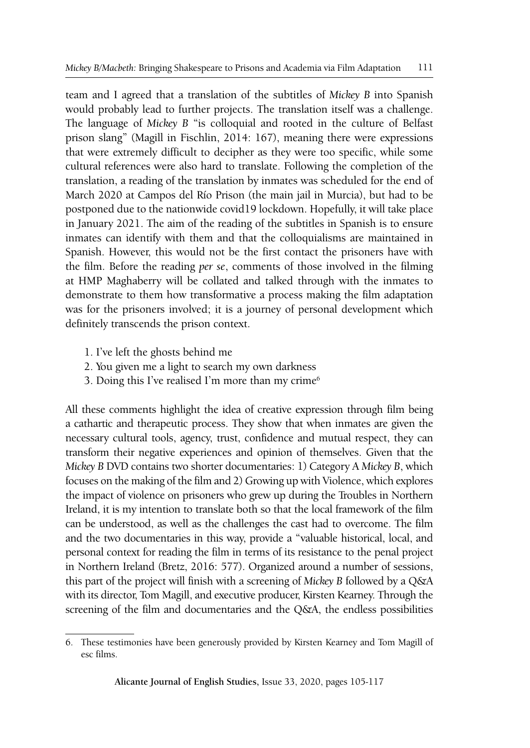team and I agreed that a translation of the subtitles of *Mickey B* into Spanish would probably lead to further projects. The translation itself was a challenge. The language of *Mickey B* "is colloquial and rooted in the culture of Belfast prison slang" (Magill in Fischlin, 2014: 167), meaning there were expressions that were extremely difficult to decipher as they were too specific, while some cultural references were also hard to translate. Following the completion of the translation, a reading of the translation by inmates was scheduled for the end of March 2020 at Campos del Río Prison (the main jail in Murcia), but had to be postponed due to the nationwide covid19 lockdown. Hopefully, it will take place in January 2021. The aim of the reading of the subtitles in Spanish is to ensure inmates can identify with them and that the colloquialisms are maintained in Spanish. However, this would not be the first contact the prisoners have with the film. Before the reading *per se*, comments of those involved in the filming at HMP Maghaberry will be collated and talked through with the inmates to demonstrate to them how transformative a process making the film adaptation was for the prisoners involved; it is a journey of personal development which definitely transcends the prison context.

1. I've left the ghosts behind me
2. You given me a light to search my own darkness
3. Doing this I've realised I'm more than my crime[6]

All these comments highlight the idea of creative expression through film being a cathartic and therapeutic process. They show that when inmates are given the necessary cultural tools, agency, trust, confidence and mutual respect, they can transform their negative experiences and opinion of themselves. Given that the *Mickey B* DVD contains two shorter documentaries: 1) Category A *Mickey B*, which focuses on the making of the film and 2) Growing up with Violence, which explores the impact of violence on prisoners who grew up during the Troubles in Northern Ireland, it is my intention to translate both so that the local framework of the film can be understood, as well as the challenges the cast had to overcome. The film and the two documentaries in this way, provide a "valuable historical, local, and personal context for reading the film in terms of its resistance to the penal project in Northern Ireland (Bretz, 2016: 577). Organized around a number of sessions, this part of the project will finish with a screening of *Mickey B* followed by a Q&A with its director, Tom Magill, and executive producer, Kirsten Kearney. Through the screening of the film and documentaries and the Q&A, the endless possibilities

6. These testimonies have been generously provided by Kirsten Kearney and Tom Magill of esc films.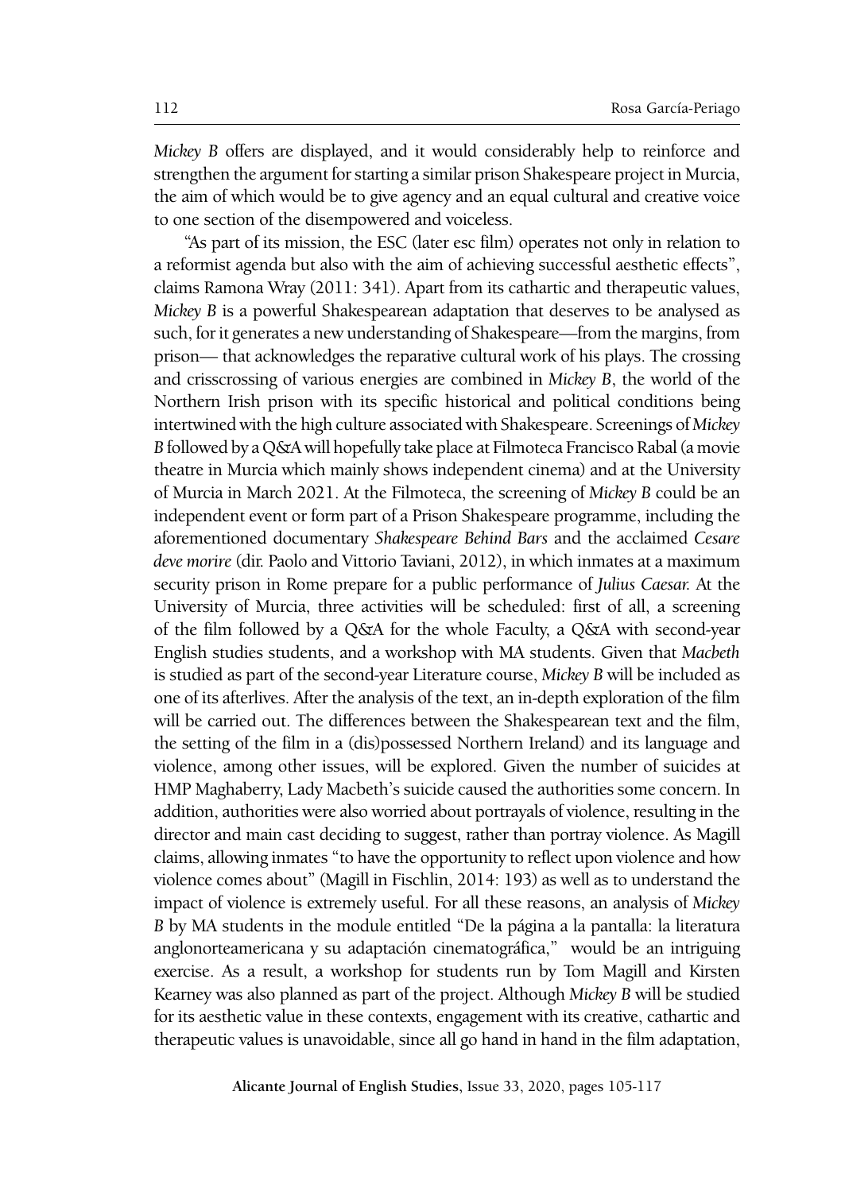*Mickey B* offers are displayed, and it would considerably help to reinforce and strengthen the argument for starting a similar prison Shakespeare project in Murcia, the aim of which would be to give agency and an equal cultural and creative voice to one section of the disempowered and voiceless.

"As part of its mission, the ESC (later esc film) operates not only in relation to a reformist agenda but also with the aim of achieving successful aesthetic effects", claims Ramona Wray (2011: 341). Apart from its cathartic and therapeutic values, *Mickey B* is a powerful Shakespearean adaptation that deserves to be analysed as such, for it generates a new understanding of Shakespeare—from the margins, from prison— that acknowledges the reparative cultural work of his plays. The crossing and crisscrossing of various energies are combined in *Mickey B*, the world of the Northern Irish prison with its specific historical and political conditions being intertwined with the high culture associated with Shakespeare. Screenings of *Mickey B* followed by a Q&A will hopefully take place at Filmoteca Francisco Rabal (a movie theatre in Murcia which mainly shows independent cinema) and at the University of Murcia in March 2021. At the Filmoteca, the screening of *Mickey B* could be an independent event or form part of a Prison Shakespeare programme, including the aforementioned documentary *Shakespeare Behind Bars* and the acclaimed *Cesare deve morire* (dir. Paolo and Vittorio Taviani, 2012), in which inmates at a maximum security prison in Rome prepare for a public performance of *Julius Caesar*. At the University of Murcia, three activities will be scheduled: first of all, a screening of the film followed by a Q&A for the whole Faculty, a Q&A with second-year English studies students, and a workshop with MA students. Given that *Macbeth* is studied as part of the second-year Literature course, *Mickey B* will be included as one of its afterlives. After the analysis of the text, an in-depth exploration of the film will be carried out. The differences between the Shakespearean text and the film, the setting of the film in a (dis)possessed Northern Ireland) and its language and violence, among other issues, will be explored. Given the number of suicides at HMP Maghaberry, Lady Macbeth's suicide caused the authorities some concern. In addition, authorities were also worried about portrayals of violence, resulting in the director and main cast deciding to suggest, rather than portray violence. As Magill claims, allowing inmates "to have the opportunity to reflect upon violence and how violence comes about" (Magill in Fischlin, 2014: 193) as well as to understand the impact of violence is extremely useful. For all these reasons, an analysis of *Mickey B* by MA students in the module entitled "De la página a la pantalla: la literatura anglonorteamericana y su adaptación cinematográfica," would be an intriguing exercise. As a result, a workshop for students run by Tom Magill and Kirsten Kearney was also planned as part of the project. Although *Mickey B* will be studied for its aesthetic value in these contexts, engagement with its creative, cathartic and therapeutic values is unavoidable, since all go hand in hand in the film adaptation,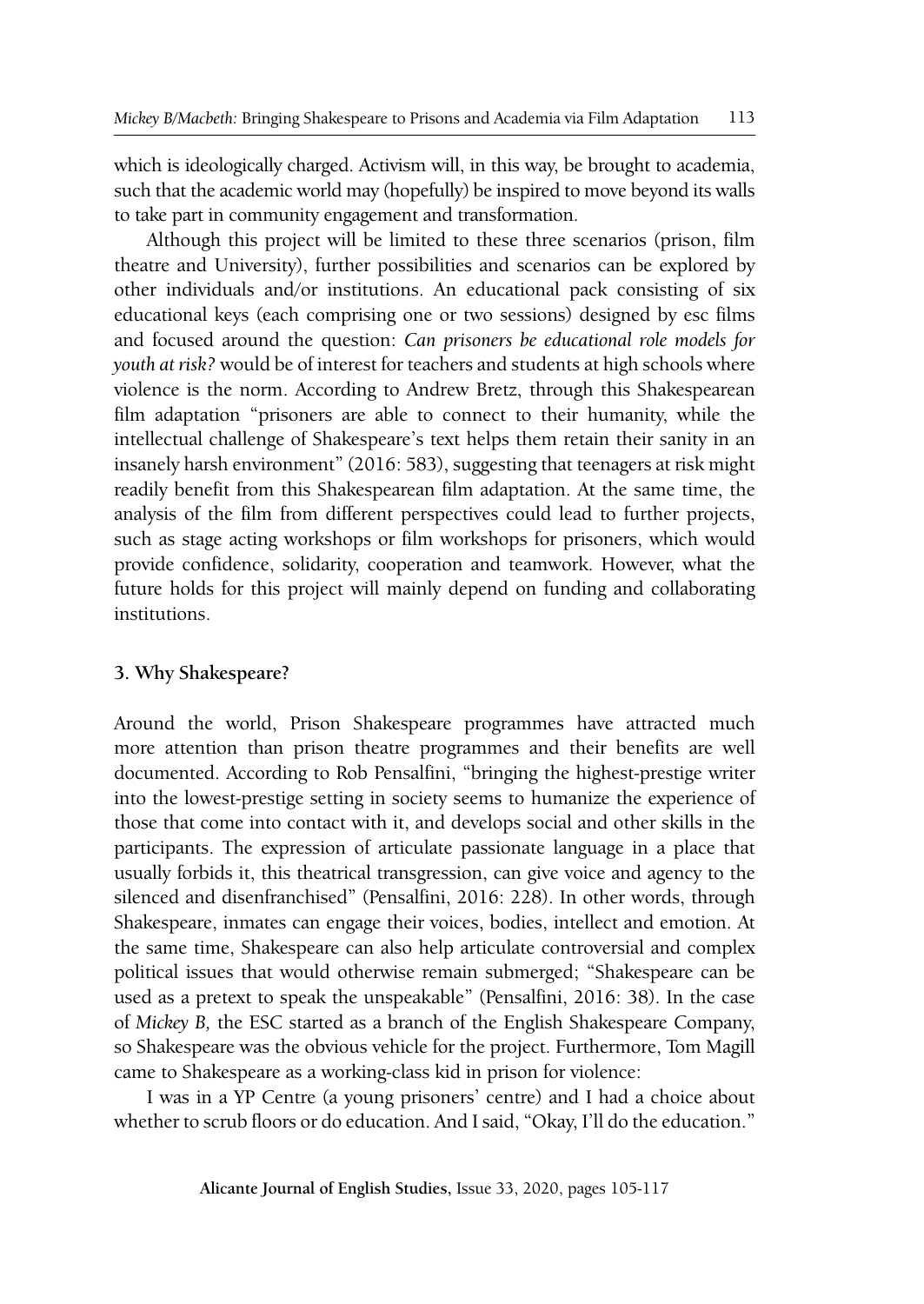which is ideologically charged. Activism will, in this way, be brought to academia, such that the academic world may (hopefully) be inspired to move beyond its walls to take part in community engagement and transformation.

Although this project will be limited to these three scenarios (prison, film theatre and University), further possibilities and scenarios can be explored by other individuals and/or institutions. An educational pack consisting of six educational keys (each comprising one or two sessions) designed by esc films and focused around the question: *Can prisoners be educational role models for youth at risk?* would be of interest for teachers and students at high schools where violence is the norm. According to Andrew Bretz, through this Shakespearean film adaptation "prisoners are able to connect to their humanity, while the intellectual challenge of Shakespeare's text helps them retain their sanity in an insanely harsh environment" (2016: 583), suggesting that teenagers at risk might readily benefit from this Shakespearean film adaptation. At the same time, the analysis of the film from different perspectives could lead to further projects, such as stage acting workshops or film workshops for prisoners, which would provide confidence, solidarity, cooperation and teamwork. However, what the future holds for this project will mainly depend on funding and collaborating institutions.

## 3. Why Shakespeare?

Around the world, Prison Shakespeare programmes have attracted much more attention than prison theatre programmes and their benefits are well documented. According to Rob Pensalfini, "bringing the highest-prestige writer into the lowest-prestige setting in society seems to humanize the experience of those that come into contact with it, and develops social and other skills in the participants. The expression of articulate passionate language in a place that usually forbids it, this theatrical transgression, can give voice and agency to the silenced and disenfranchised" (Pensalfini, 2016: 228). In other words, through Shakespeare, inmates can engage their voices, bodies, intellect and emotion. At the same time, Shakespeare can also help articulate controversial and complex political issues that would otherwise remain submerged; "Shakespeare can be used as a pretext to speak the unspeakable" (Pensalfini, 2016: 38). In the case of *Mickey B,* the ESC started as a branch of the English Shakespeare Company, so Shakespeare was the obvious vehicle for the project. Furthermore, Tom Magill came to Shakespeare as a working-class kid in prison for violence:

I was in a YP Centre (a young prisoners' centre) and I had a choice about whether to scrub floors or do education. And I said, "Okay, I'll do the education."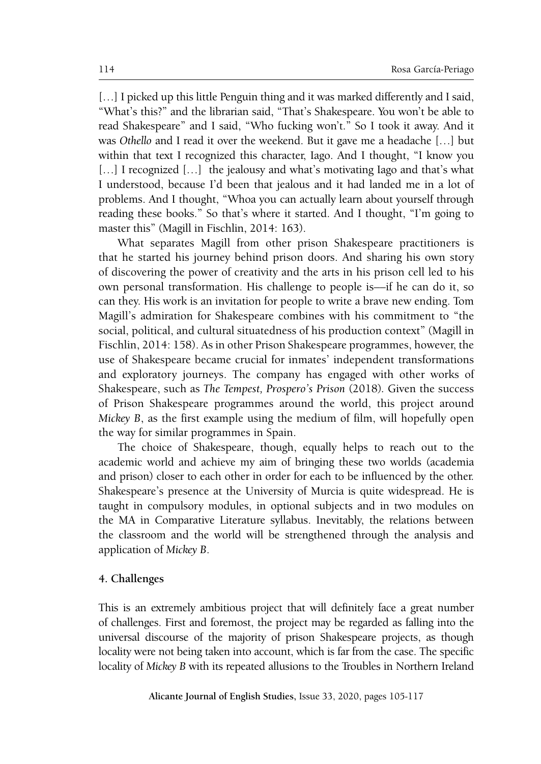[…] I picked up this little Penguin thing and it was marked differently and I said, "What's this?" and the librarian said, "That's Shakespeare. You won't be able to read Shakespeare" and I said, "Who fucking won't." So I took it away. And it was *Othello* and I read it over the weekend. But it gave me a headache […] but within that text I recognized this character, Iago. And I thought, "I know you […] I recognized […] the jealousy and what's motivating Iago and that's what I understood, because I'd been that jealous and it had landed me in a lot of problems. And I thought, "Whoa you can actually learn about yourself through reading these books." So that's where it started. And I thought, "I'm going to master this" (Magill in Fischlin, 2014: 163).

What separates Magill from other prison Shakespeare practitioners is that he started his journey behind prison doors. And sharing his own story of discovering the power of creativity and the arts in his prison cell led to his own personal transformation. His challenge to people is—if he can do it, so can they. His work is an invitation for people to write a brave new ending. Tom Magill's admiration for Shakespeare combines with his commitment to "the social, political, and cultural situatedness of his production context" (Magill in Fischlin, 2014: 158). As in other Prison Shakespeare programmes, however, the use of Shakespeare became crucial for inmates' independent transformations and exploratory journeys. The company has engaged with other works of Shakespeare, such as *The Tempest, Prospero's Prison* (2018). Given the success of Prison Shakespeare programmes around the world, this project around *Mickey B*, as the first example using the medium of film, will hopefully open the way for similar programmes in Spain.

The choice of Shakespeare, though, equally helps to reach out to the academic world and achieve my aim of bringing these two worlds (academia and prison) closer to each other in order for each to be influenced by the other. Shakespeare's presence at the University of Murcia is quite widespread. He is taught in compulsory modules, in optional subjects and in two modules on the MA in Comparative Literature syllabus. Inevitably, the relations between the classroom and the world will be strengthened through the analysis and application of *Mickey B*.

## 4. Challenges

This is an extremely ambitious project that will definitely face a great number of challenges. First and foremost, the project may be regarded as falling into the universal discourse of the majority of prison Shakespeare projects, as though locality were not being taken into account, which is far from the case. The specific locality of *Mickey B* with its repeated allusions to the Troubles in Northern Ireland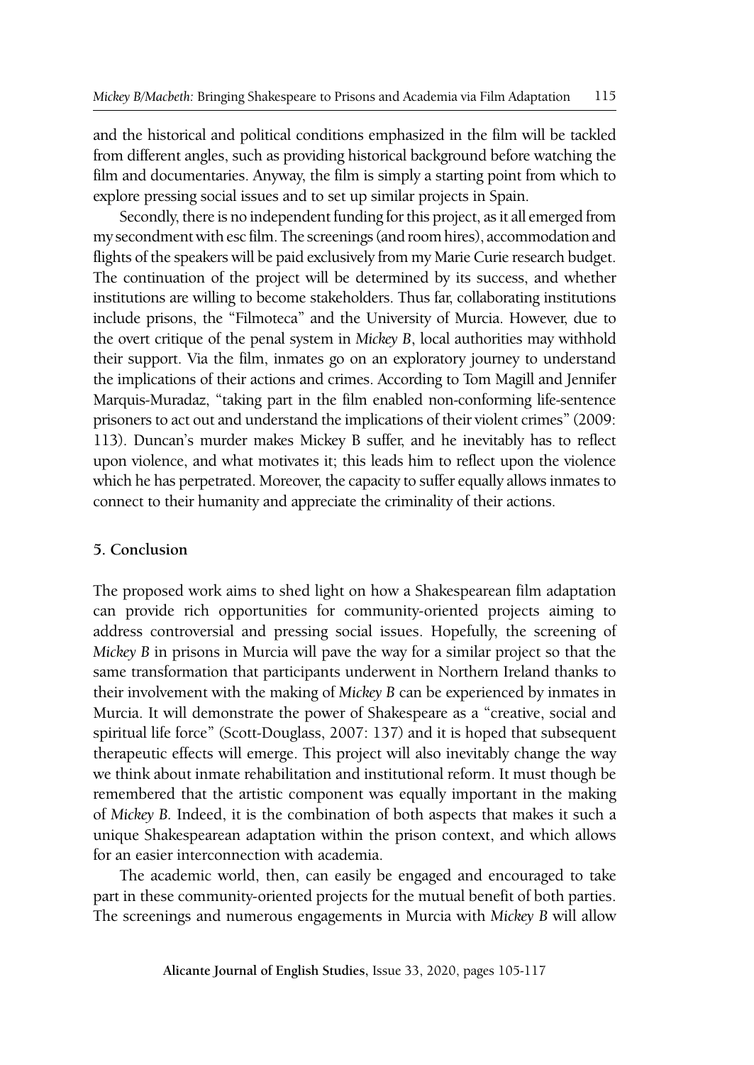and the historical and political conditions emphasized in the film will be tackled from different angles, such as providing historical background before watching the film and documentaries. Anyway, the film is simply a starting point from which to explore pressing social issues and to set up similar projects in Spain.

Secondly, there is no independent funding for this project, as it all emerged from my secondment with esc film. The screenings (and room hires), accommodation and flights of the speakers will be paid exclusively from my Marie Curie research budget. The continuation of the project will be determined by its success, and whether institutions are willing to become stakeholders. Thus far, collaborating institutions include prisons, the "Filmoteca" and the University of Murcia. However, due to the overt critique of the penal system in *Mickey B*, local authorities may withhold their support. Via the film, inmates go on an exploratory journey to understand the implications of their actions and crimes. According to Tom Magill and Jennifer Marquis-Muradaz, "taking part in the film enabled non-conforming life-sentence prisoners to act out and understand the implications of their violent crimes" (2009: 113). Duncan's murder makes Mickey B suffer, and he inevitably has to reflect upon violence, and what motivates it; this leads him to reflect upon the violence which he has perpetrated. Moreover, the capacity to suffer equally allows inmates to connect to their humanity and appreciate the criminality of their actions.

## 5. Conclusion

The proposed work aims to shed light on how a Shakespearean film adaptation can provide rich opportunities for community-oriented projects aiming to address controversial and pressing social issues. Hopefully, the screening of *Mickey B* in prisons in Murcia will pave the way for a similar project so that the same transformation that participants underwent in Northern Ireland thanks to their involvement with the making of *Mickey B* can be experienced by inmates in Murcia. It will demonstrate the power of Shakespeare as a "creative, social and spiritual life force" (Scott-Douglass, 2007: 137) and it is hoped that subsequent therapeutic effects will emerge. This project will also inevitably change the way we think about inmate rehabilitation and institutional reform. It must though be remembered that the artistic component was equally important in the making of *Mickey B*. Indeed, it is the combination of both aspects that makes it such a unique Shakespearean adaptation within the prison context, and which allows for an easier interconnection with academia.

The academic world, then, can easily be engaged and encouraged to take part in these community-oriented projects for the mutual benefit of both parties. The screenings and numerous engagements in Murcia with *Mickey B* will allow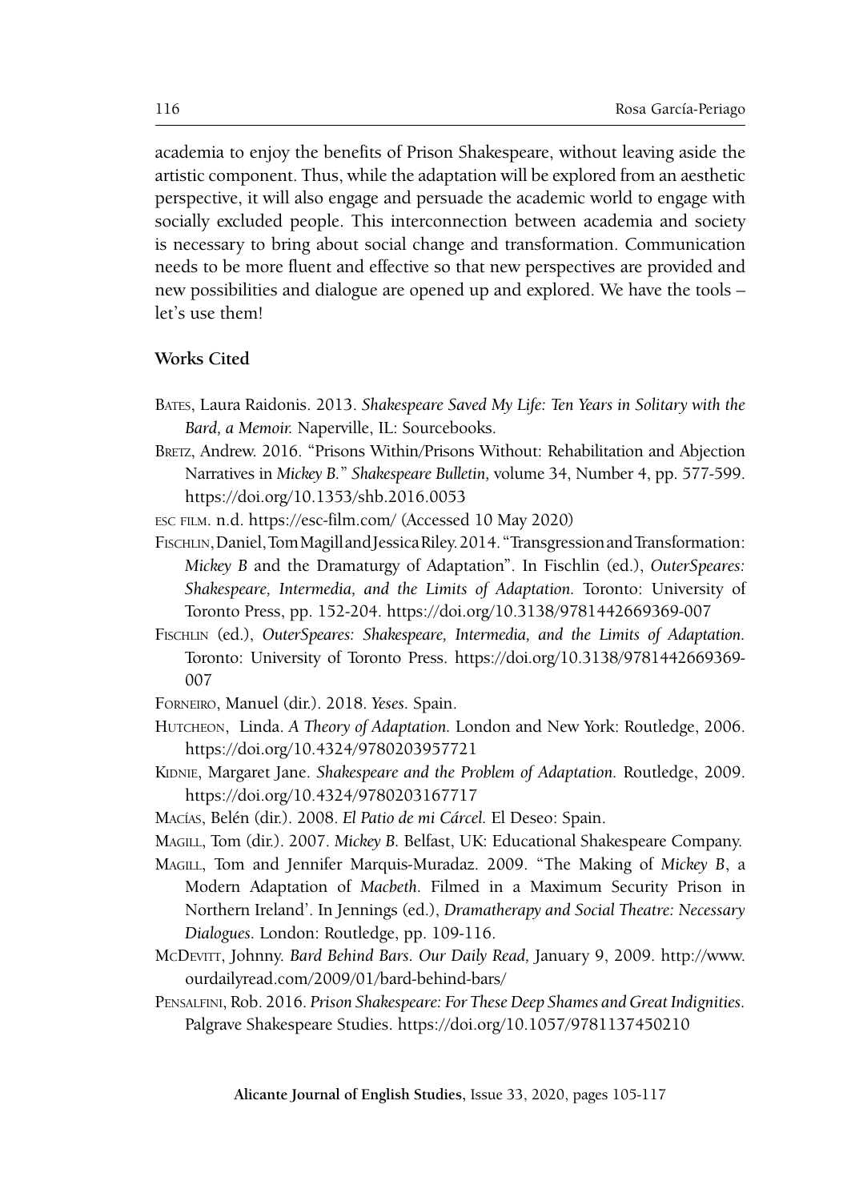academia to enjoy the benefits of Prison Shakespeare, without leaving aside the artistic component. Thus, while the adaptation will be explored from an aesthetic perspective, it will also engage and persuade the academic world to engage with socially excluded people. This interconnection between academia and society is necessary to bring about social change and transformation. Communication needs to be more fluent and effective so that new perspectives are provided and new possibilities and dialogue are opened up and explored. We have the tools – let's use them!

## Works Cited

Bates, Laura Raidonis. 2013. *Shakespeare Saved My Life: Ten Years in Solitary with the Bard, a Memoir.* Naperville, IL: Sourcebooks.

Bretz, Andrew. 2016. "Prisons Within/Prisons Without: Rehabilitation and Abjection Narratives in *Mickey B.*" *Shakespeare Bulletin,* volume 34, Number 4, pp. 577-599. https://doi.org/10.1353/shb.2016.0053

esc film. n.d. https://esc-film.com/ (Accessed 10 May 2020)

Fischlin, Daniel, Tom Magill and Jessica Riley. 2014. "Transgression and Transformation: *Mickey B* and the Dramaturgy of Adaptation". In Fischlin (ed.), *OuterSpeares: Shakespeare, Intermedia, and the Limits of Adaptation.* Toronto: University of Toronto Press, pp. 152-204. https://doi.org/10.3138/9781442669369-007

Fischlin (ed.), *OuterSpeares: Shakespeare, Intermedia, and the Limits of Adaptation.* Toronto: University of Toronto Press. https://doi.org/10.3138/9781442669369-007

Forneiro, Manuel (dir.). 2018. *Yeses.* Spain.

Hutcheon, Linda. *A Theory of Adaptation.* London and New York: Routledge, 2006. https://doi.org/10.4324/9780203957721

Kidnie, Margaret Jane. *Shakespeare and the Problem of Adaptation.* Routledge, 2009. https://doi.org/10.4324/9780203167717

Macías, Belén (dir.). 2008. *El Patio de mi Cárcel.* El Deseo: Spain.

Magill, Tom (dir.). 2007. *Mickey B.* Belfast, UK: Educational Shakespeare Company.

Magill, Tom and Jennifer Marquis-Muradaz. 2009. "The Making of *Mickey B*, a Modern Adaptation of *Macbeth*. Filmed in a Maximum Security Prison in Northern Ireland'. In Jennings (ed.), *Dramatherapy and Social Theatre: Necessary Dialogues.* London: Routledge, pp. 109-116.

McDevitt, Johnny. *Bard Behind Bars. Our Daily Read,* January 9, 2009. http://www.ourdailyread.com/2009/01/bard-behind-bars/

Pensalfini, Rob. 2016. *Prison Shakespeare: For These Deep Shames and Great Indignities.* Palgrave Shakespeare Studies. https://doi.org/10.1057/9781137450210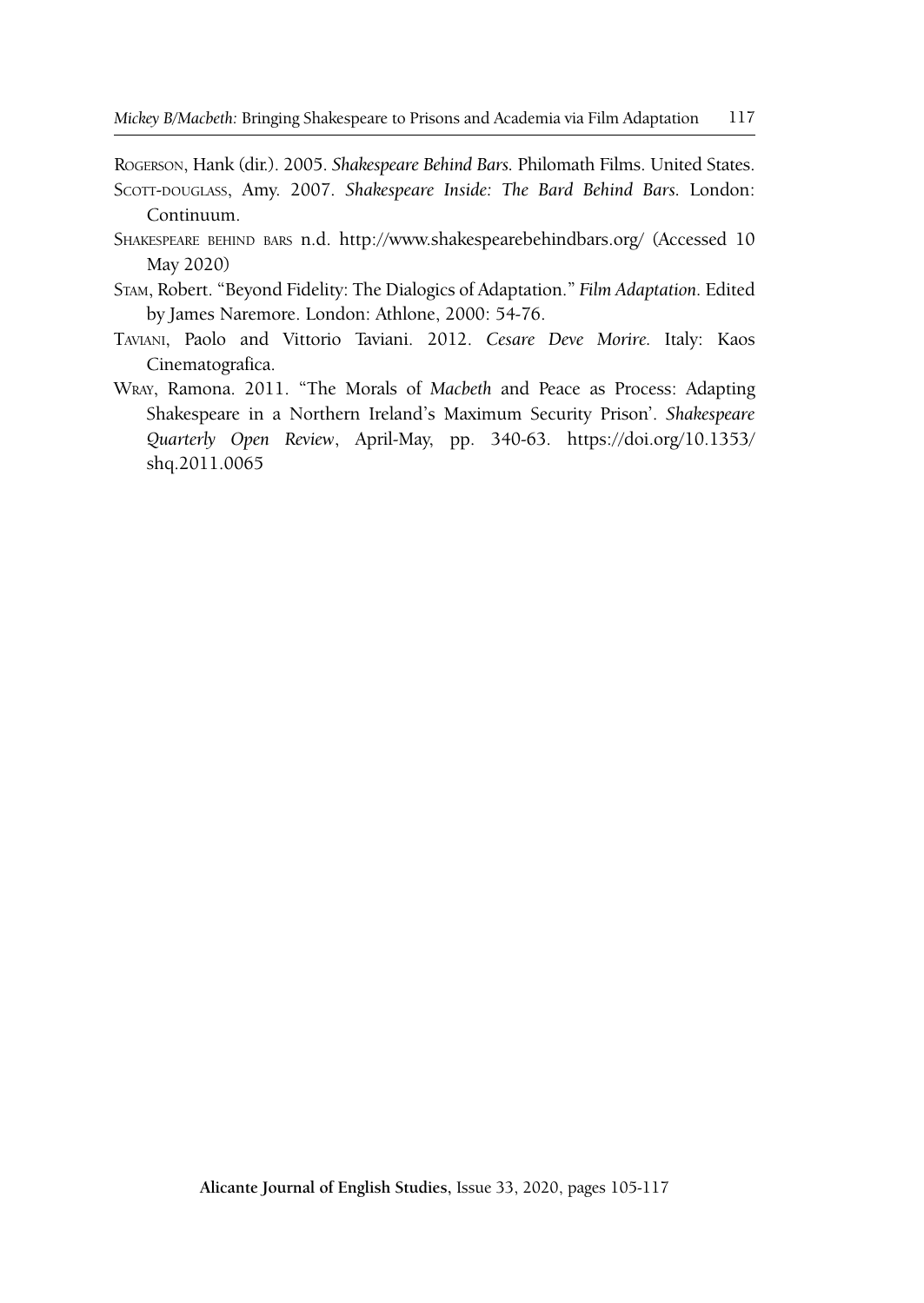Rogerson, Hank (dir.). 2005. *Shakespeare Behind Bars*. Philomath Films. United States.

Scott-douglass, Amy. 2007. *Shakespeare Inside: The Bard Behind Bars*. London: Continuum.

Shakespeare behind bars n.d. http://www.shakespearebehindbars.org/ (Accessed 10 May 2020)

Stam, Robert. "Beyond Fidelity: The Dialogics of Adaptation." *Film Adaptation*. Edited by James Naremore. London: Athlone, 2000: 54-76.

Taviani, Paolo and Vittorio Taviani. 2012. *Cesare Deve Morire*. Italy: Kaos Cinematografica.

Wray, Ramona. 2011. "The Morals of *Macbeth* and Peace as Process: Adapting Shakespeare in a Northern Ireland's Maximum Security Prison'. *Shakespeare Quarterly Open Review*, April-May, pp. 340-63. https://doi.org/10.1353/shq.2011.0065